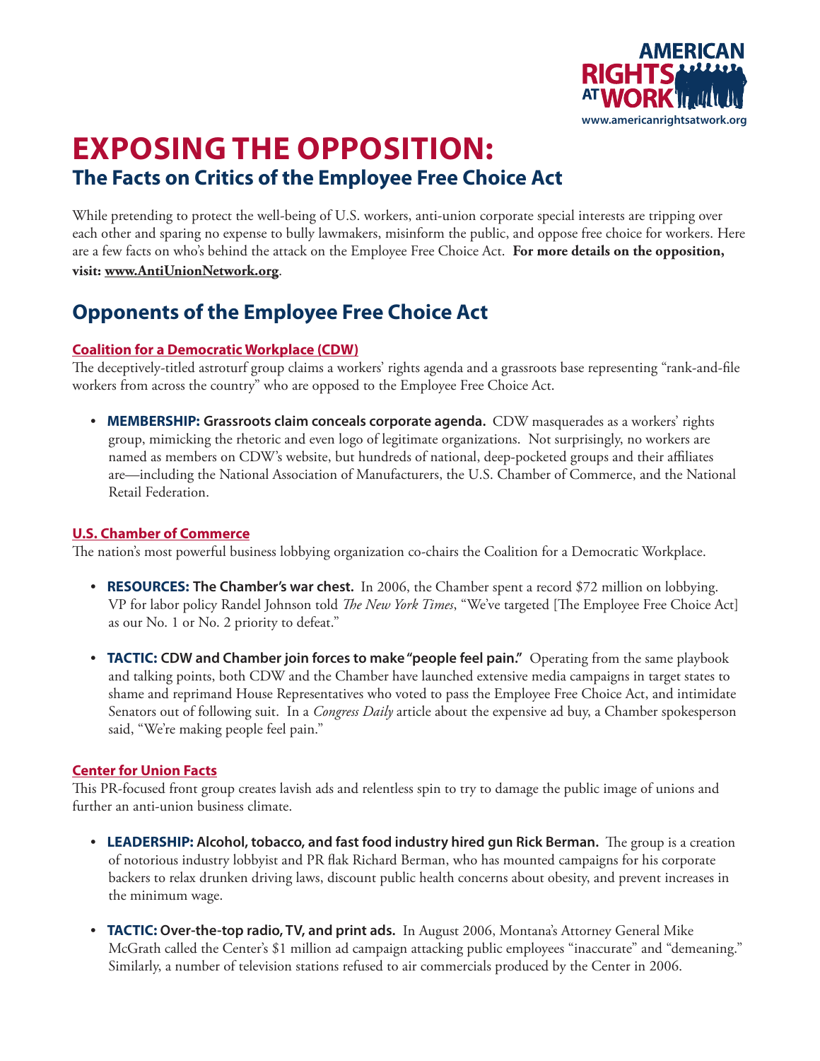AMERICAN RIGHTS AT WORK
www.americanrightsatwork.org

# EXPOSING THE OPPOSITION:

## The Facts on Critics of the Employee Free Choice Act

While pretending to protect the well-being of U.S. workers, anti-union corporate special interests are tripping over each other and sparing no expense to bully lawmakers, misinform the public, and oppose free choice for workers. Here are a few facts on who's behind the attack on the Employee Free Choice Act. **For more details on the opposition, visit: www.AntiUnionNetwork.org**.

## Opponents of the Employee Free Choice Act

### Coalition for a Democratic Workplace (CDW)

The deceptively-titled astroturf group claims a workers' rights agenda and a grassroots base representing "rank-and-file workers from across the country" who are opposed to the Employee Free Choice Act.

- **MEMBERSHIP: Grassroots claim conceals corporate agenda.** CDW masquerades as a workers' rights group, mimicking the rhetoric and even logo of legitimate organizations. Not surprisingly, no workers are named as members on CDW's website, but hundreds of national, deep-pocketed groups and their affiliates are—including the National Association of Manufacturers, the U.S. Chamber of Commerce, and the National Retail Federation.

### U.S. Chamber of Commerce

The nation's most powerful business lobbying organization co-chairs the Coalition for a Democratic Workplace.

- **RESOURCES: The Chamber's war chest.** In 2006, the Chamber spent a record $72 million on lobbying. VP for labor policy Randel Johnson told *The New York Times*, "We've targeted [The Employee Free Choice Act] as our No. 1 or No. 2 priority to defeat."

- **TACTIC: CDW and Chamber join forces to make "people feel pain."** Operating from the same playbook and talking points, both CDW and the Chamber have launched extensive media campaigns in target states to shame and reprimand House Representatives who voted to pass the Employee Free Choice Act, and intimidate Senators out of following suit. In a *Congress Daily* article about the expensive ad buy, a Chamber spokesperson said, "We're making people feel pain."

### Center for Union Facts

This PR-focused front group creates lavish ads and relentless spin to try to damage the public image of unions and further an anti-union business climate.

- **LEADERSHIP: Alcohol, tobacco, and fast food industry hired gun Rick Berman.** The group is a creation of notorious industry lobbyist and PR flak Richard Berman, who has mounted campaigns for his corporate backers to relax drunken driving laws, discount public health concerns about obesity, and prevent increases in the minimum wage.

- **TACTIC: Over-the-top radio, TV, and print ads.** In August 2006, Montana's Attorney General Mike McGrath called the Center's $1 million ad campaign attacking public employees "inaccurate" and "demeaning." Similarly, a number of television stations refused to air commercials produced by the Center in 2006.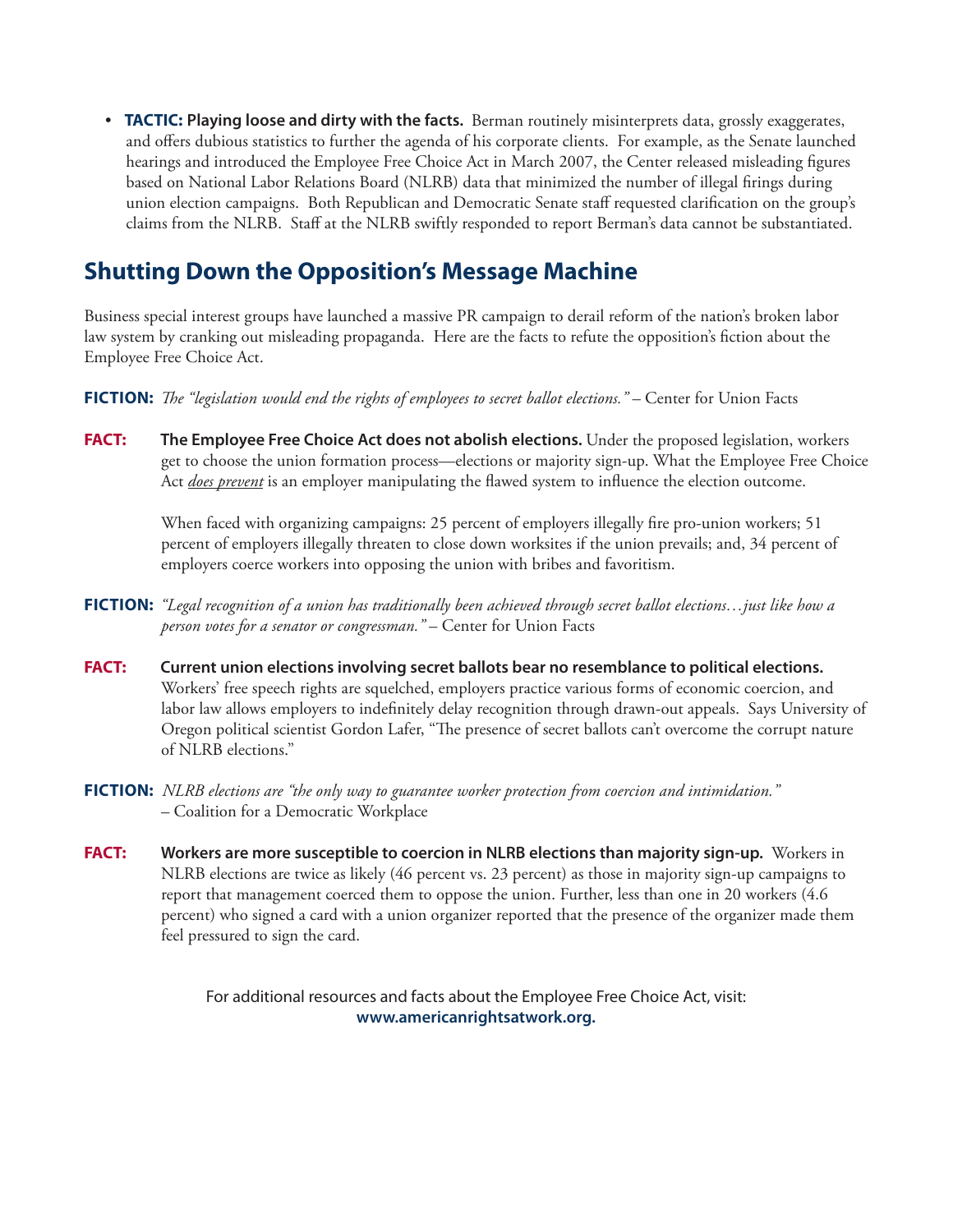- **TACTIC: Playing loose and dirty with the facts.** Berman routinely misinterprets data, grossly exaggerates, and offers dubious statistics to further the agenda of his corporate clients. For example, as the Senate launched hearings and introduced the Employee Free Choice Act in March 2007, the Center released misleading figures based on National Labor Relations Board (NLRB) data that minimized the number of illegal firings during union election campaigns. Both Republican and Democratic Senate staff requested clarification on the group's claims from the NLRB. Staff at the NLRB swiftly responded to report Berman's data cannot be substantiated.

## Shutting Down the Opposition's Message Machine

Business special interest groups have launched a massive PR campaign to derail reform of the nation's broken labor law system by cranking out misleading propaganda. Here are the facts to refute the opposition's fiction about the Employee Free Choice Act.

**FICTION:** *The "legislation would end the rights of employees to secret ballot elections."* – Center for Union Facts

**FACT:** **The Employee Free Choice Act does not abolish elections.** Under the proposed legislation, workers get to choose the union formation process—elections or majority sign-up. What the Employee Free Choice Act ***does prevent*** is an employer manipulating the flawed system to influence the election outcome.

When faced with organizing campaigns: 25 percent of employers illegally fire pro-union workers; 51 percent of employers illegally threaten to close down worksites if the union prevails; and, 34 percent of employers coerce workers into opposing the union with bribes and favoritism.

**FICTION:** *"Legal recognition of a union has traditionally been achieved through secret ballot elections…just like how a person votes for a senator or congressman."* – Center for Union Facts

**FACT:** **Current union elections involving secret ballots bear no resemblance to political elections.** Workers' free speech rights are squelched, employers practice various forms of economic coercion, and labor law allows employers to indefinitely delay recognition through drawn-out appeals. Says University of Oregon political scientist Gordon Lafer, "The presence of secret ballots can't overcome the corrupt nature of NLRB elections."

**FICTION:** *NLRB elections are "the only way to guarantee worker protection from coercion and intimidation."* – Coalition for a Democratic Workplace

**FACT:** **Workers are more susceptible to coercion in NLRB elections than majority sign-up.** Workers in NLRB elections are twice as likely (46 percent vs. 23 percent) as those in majority sign-up campaigns to report that management coerced them to oppose the union. Further, less than one in 20 workers (4.6 percent) who signed a card with a union organizer reported that the presence of the organizer made them feel pressured to sign the card.

For additional resources and facts about the Employee Free Choice Act, visit:
**www.americanrightsatwork.org.**